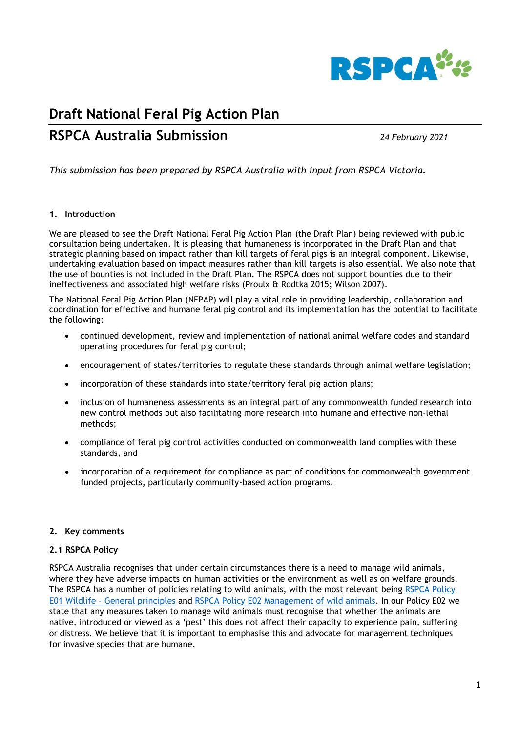# Draft National Feral Pig Action Plan

## RSPCA Australia Submission

*24 February 2021*

*This submission has been prepared by RSPCA Australia with input from RSPCA Victoria.*

### 1. Introduction

We are pleased to see the Draft National Feral Pig Action Plan (the Draft Plan) being reviewed with public consultation being undertaken. It is pleasing that humaneness is incorporated in the Draft Plan and that strategic planning based on impact rather than kill targets of feral pigs is an integral component. Likewise, undertaking evaluation based on impact measures rather than kill targets is also essential. We also note that the use of bounties is not included in the Draft Plan. The RSPCA does not support bounties due to their ineffectiveness and associated high welfare risks (Proulx & Rodtka 2015; Wilson 2007).

The National Feral Pig Action Plan (NFPAP) will play a vital role in providing leadership, collaboration and coordination for effective and humane feral pig control and its implementation has the potential to facilitate the following:

- continued development, review and implementation of national animal welfare codes and standard operating procedures for feral pig control;
- encouragement of states/territories to regulate these standards through animal welfare legislation;
- incorporation of these standards into state/territory feral pig action plans;
- inclusion of humaneness assessments as an integral part of any commonwealth funded research into new control methods but also facilitating more research into humane and effective non-lethal methods;
- compliance of feral pig control activities conducted on commonwealth land complies with these standards, and
- incorporation of a requirement for compliance as part of conditions for commonwealth government funded projects, particularly community-based action programs.

### 2. Key comments

#### 2.1 RSPCA Policy

RSPCA Australia recognises that under certain circumstances there is a need to manage wild animals, where they have adverse impacts on human activities or the environment as well as on welfare grounds. The RSPCA has a number of policies relating to wild animals, with the most relevant being RSPCA Policy E01 Wildlife - General principles and RSPCA Policy E02 Management of wild animals. In our Policy E02 we state that any measures taken to manage wild animals must recognise that whether the animals are native, introduced or viewed as a 'pest' this does not affect their capacity to experience pain, suffering or distress. We believe that it is important to emphasise this and advocate for management techniques for invasive species that are humane.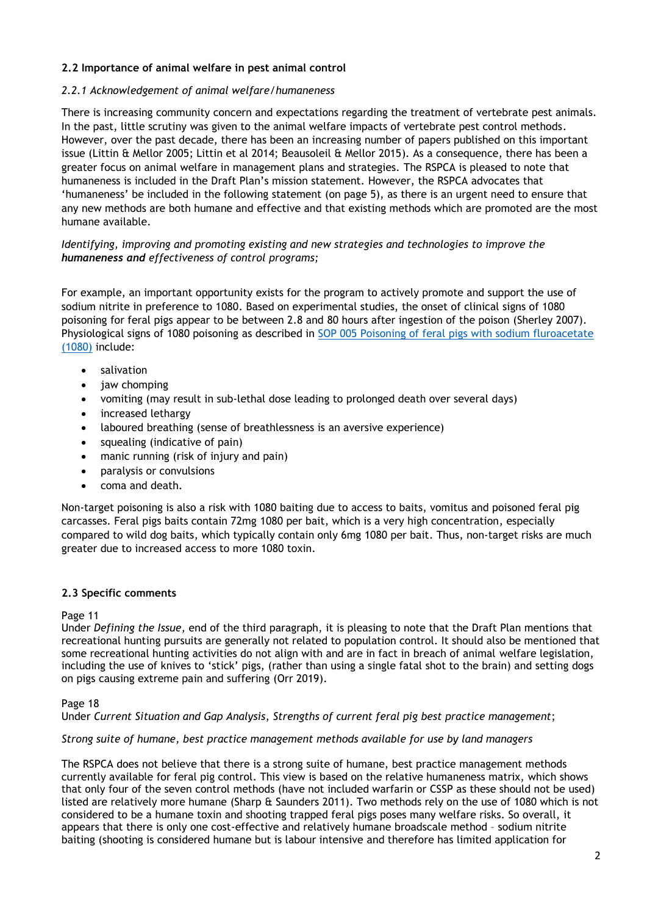### 2.2 Importance of animal welfare in pest animal control

#### *2.2.1 Acknowledgement of animal welfare/humaneness*

There is increasing community concern and expectations regarding the treatment of vertebrate pest animals. In the past, little scrutiny was given to the animal welfare impacts of vertebrate pest control methods. However, over the past decade, there has been an increasing number of papers published on this important issue (Littin & Mellor 2005; Littin et al 2014; Beausoleil & Mellor 2015). As a consequence, there has been a greater focus on animal welfare in management plans and strategies. The RSPCA is pleased to note that humaneness is included in the Draft Plan's mission statement. However, the RSPCA advocates that 'humaneness' be included in the following statement (on page 5), as there is an urgent need to ensure that any new methods are both humane and effective and that existing methods which are promoted are the most humane available.

*Identifying, improving and promoting existing and new strategies and technologies to improve the* ***humaneness and*** *effectiveness of control programs;*

For example, an important opportunity exists for the program to actively promote and support the use of sodium nitrite in preference to 1080. Based on experimental studies, the onset of clinical signs of 1080 poisoning for feral pigs appear to be between 2.8 and 80 hours after ingestion of the poison (Sherley 2007). Physiological signs of 1080 poisoning as described in [SOP 005 Poisoning of feral pigs with sodium fluroacetate (1080)]() include:

- salivation
- jaw chomping
- vomiting (may result in sub-lethal dose leading to prolonged death over several days)
- increased lethargy
- laboured breathing (sense of breathlessness is an aversive experience)
- squealing (indicative of pain)
- manic running (risk of injury and pain)
- paralysis or convulsions
- coma and death.

Non-target poisoning is also a risk with 1080 baiting due to access to baits, vomitus and poisoned feral pig carcasses. Feral pigs baits contain 72mg 1080 per bait, which is a very high concentration, especially compared to wild dog baits, which typically contain only 6mg 1080 per bait. Thus, non-target risks are much greater due to increased access to more 1080 toxin.

### 2.3 Specific comments

Page 11

Under *Defining the Issue*, end of the third paragraph, it is pleasing to note that the Draft Plan mentions that recreational hunting pursuits are generally not related to population control. It should also be mentioned that some recreational hunting activities do not align with and are in fact in breach of animal welfare legislation, including the use of knives to 'stick' pigs, (rather than using a single fatal shot to the brain) and setting dogs on pigs causing extreme pain and suffering (Orr 2019).

Page 18

Under *Current Situation and Gap Analysis, Strengths of current feral pig best practice management*;

*Strong suite of humane, best practice management methods available for use by land managers*

The RSPCA does not believe that there is a strong suite of humane, best practice management methods currently available for feral pig control. This view is based on the relative humaneness matrix, which shows that only four of the seven control methods (have not included warfarin or CSSP as these should not be used) listed are relatively more humane (Sharp & Saunders 2011). Two methods rely on the use of 1080 which is not considered to be a humane toxin and shooting trapped feral pigs poses many welfare risks. So overall, it appears that there is only one cost-effective and relatively humane broadscale method – sodium nitrite baiting (shooting is considered humane but is labour intensive and therefore has limited application for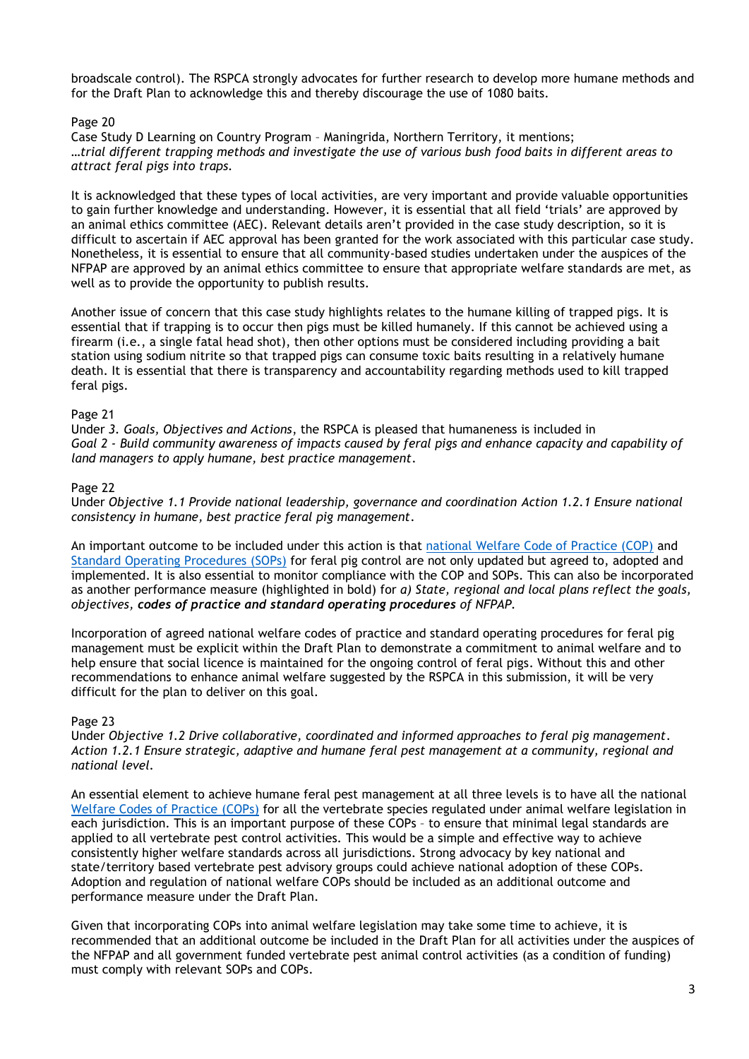broadscale control). The RSPCA strongly advocates for further research to develop more humane methods and for the Draft Plan to acknowledge this and thereby discourage the use of 1080 baits.

Page 20

Case Study D Learning on Country Program – Maningrida, Northern Territory, it mentions;

*…trial different trapping methods and investigate the use of various bush food baits in different areas to attract feral pigs into traps.*

It is acknowledged that these types of local activities, are very important and provide valuable opportunities to gain further knowledge and understanding. However, it is essential that all field 'trials' are approved by an animal ethics committee (AEC). Relevant details aren't provided in the case study description, so it is difficult to ascertain if AEC approval has been granted for the work associated with this particular case study. Nonetheless, it is essential to ensure that all community-based studies undertaken under the auspices of the NFPAP are approved by an animal ethics committee to ensure that appropriate welfare standards are met, as well as to provide the opportunity to publish results.

Another issue of concern that this case study highlights relates to the humane killing of trapped pigs. It is essential that if trapping is to occur then pigs must be killed humanely. If this cannot be achieved using a firearm (i.e., a single fatal head shot), then other options must be considered including providing a bait station using sodium nitrite so that trapped pigs can consume toxic baits resulting in a relatively humane death. It is essential that there is transparency and accountability regarding methods used to kill trapped feral pigs.

Page 21

Under *3. Goals, Objectives and Actions*, the RSPCA is pleased that humaneness is included in *Goal 2 - Build community awareness of impacts caused by feral pigs and enhance capacity and capability of land managers to apply humane, best practice management*.

Page 22

Under *Objective 1.1 Provide national leadership, governance and coordination Action 1.2.1 Ensure national consistency in humane, best practice feral pig management*.

An important outcome to be included under this action is that national Welfare Code of Practice (COP) and Standard Operating Procedures (SOPs) for feral pig control are not only updated but agreed to, adopted and implemented. It is also essential to monitor compliance with the COP and SOPs. This can also be incorporated as another performance measure (highlighted in bold) for *a) State, regional and local plans reflect the goals, objectives, **codes of practice and standard operating procedures** of NFPAP.*

Incorporation of agreed national welfare codes of practice and standard operating procedures for feral pig management must be explicit within the Draft Plan to demonstrate a commitment to animal welfare and to help ensure that social licence is maintained for the ongoing control of feral pigs. Without this and other recommendations to enhance animal welfare suggested by the RSPCA in this submission, it will be very difficult for the plan to deliver on this goal.

Page 23

Under *Objective 1.2 Drive collaborative, coordinated and informed approaches to feral pig management. Action 1.2.1 Ensure strategic, adaptive and humane feral pest management at a community, regional and national level.*

An essential element to achieve humane feral pest management at all three levels is to have all the national Welfare Codes of Practice (COPs) for all the vertebrate species regulated under animal welfare legislation in each jurisdiction. This is an important purpose of these COPs – to ensure that minimal legal standards are applied to all vertebrate pest control activities. This would be a simple and effective way to achieve consistently higher welfare standards across all jurisdictions. Strong advocacy by key national and state/territory based vertebrate pest advisory groups could achieve national adoption of these COPs. Adoption and regulation of national welfare COPs should be included as an additional outcome and performance measure under the Draft Plan.

Given that incorporating COPs into animal welfare legislation may take some time to achieve, it is recommended that an additional outcome be included in the Draft Plan for all activities under the auspices of the NFPAP and all government funded vertebrate pest animal control activities (as a condition of funding) must comply with relevant SOPs and COPs.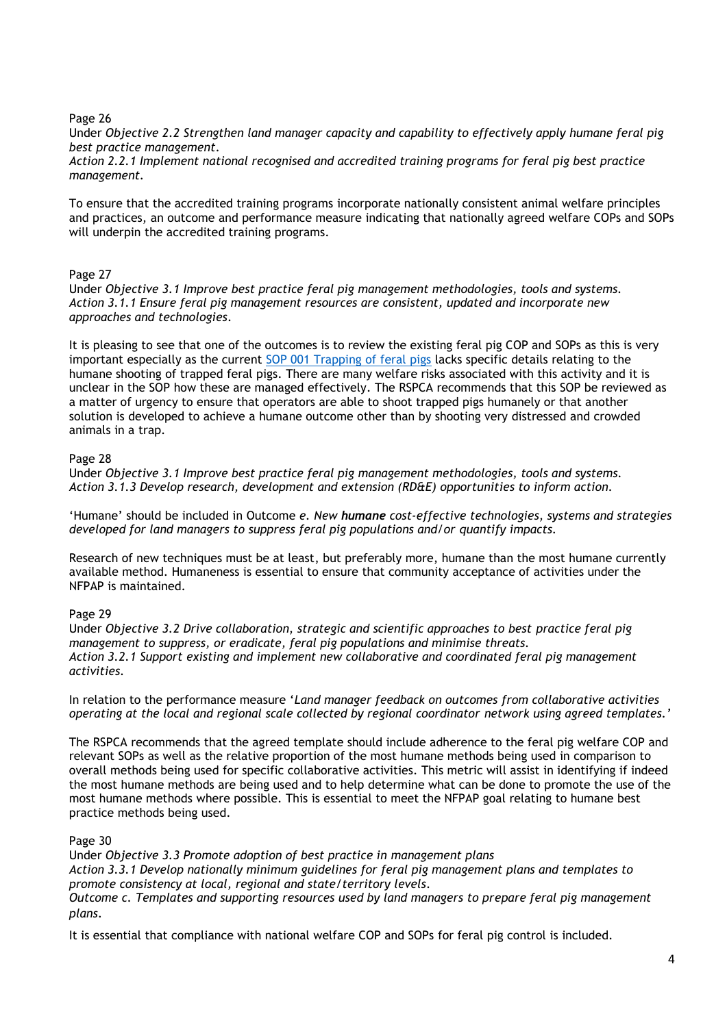Page 26

Under *Objective 2.2 Strengthen land manager capacity and capability to effectively apply humane feral pig best practice management.*

*Action 2.2.1 Implement national recognised and accredited training programs for feral pig best practice management.*

To ensure that the accredited training programs incorporate nationally consistent animal welfare principles and practices, an outcome and performance measure indicating that nationally agreed welfare COPs and SOPs will underpin the accredited training programs.

Page 27

Under *Objective 3.1 Improve best practice feral pig management methodologies, tools and systems.*

*Action 3.1.1 Ensure feral pig management resources are consistent, updated and incorporate new approaches and technologies.*

It is pleasing to see that one of the outcomes is to review the existing feral pig COP and SOPs as this is very important especially as the current [SOP 001 Trapping of feral pigs] lacks specific details relating to the humane shooting of trapped feral pigs. There are many welfare risks associated with this activity and it is unclear in the SOP how these are managed effectively. The RSPCA recommends that this SOP be reviewed as a matter of urgency to ensure that operators are able to shoot trapped pigs humanely or that another solution is developed to achieve a humane outcome other than by shooting very distressed and crowded animals in a trap.

Page 28

Under *Objective 3.1 Improve best practice feral pig management methodologies, tools and systems.*

*Action 3.1.3 Develop research, development and extension (RD&E) opportunities to inform action.*

'Humane' should be included in Outcome *e. New **humane** cost-effective technologies, systems and strategies developed for land managers to suppress feral pig populations and/or quantify impacts.*

Research of new techniques must be at least, but preferably more, humane than the most humane currently available method. Humaneness is essential to ensure that community acceptance of activities under the NFPAP is maintained.

Page 29

Under *Objective 3.2 Drive collaboration, strategic and scientific approaches to best practice feral pig management to suppress, or eradicate, feral pig populations and minimise threats.*

*Action 3.2.1 Support existing and implement new collaborative and coordinated feral pig management activities.*

In relation to the performance measure '*Land manager feedback on outcomes from collaborative activities operating at the local and regional scale collected by regional coordinator network using agreed templates.*'

The RSPCA recommends that the agreed template should include adherence to the feral pig welfare COP and relevant SOPs as well as the relative proportion of the most humane methods being used in comparison to overall methods being used for specific collaborative activities. This metric will assist in identifying if indeed the most humane methods are being used and to help determine what can be done to promote the use of the most humane methods where possible. This is essential to meet the NFPAP goal relating to humane best practice methods being used.

Page 30

Under *Objective 3.3 Promote adoption of best practice in management plans*

*Action 3.3.1 Develop nationally minimum guidelines for feral pig management plans and templates to promote consistency at local, regional and state/territory levels.*

*Outcome c. Templates and supporting resources used by land managers to prepare feral pig management plans.*

It is essential that compliance with national welfare COP and SOPs for feral pig control is included.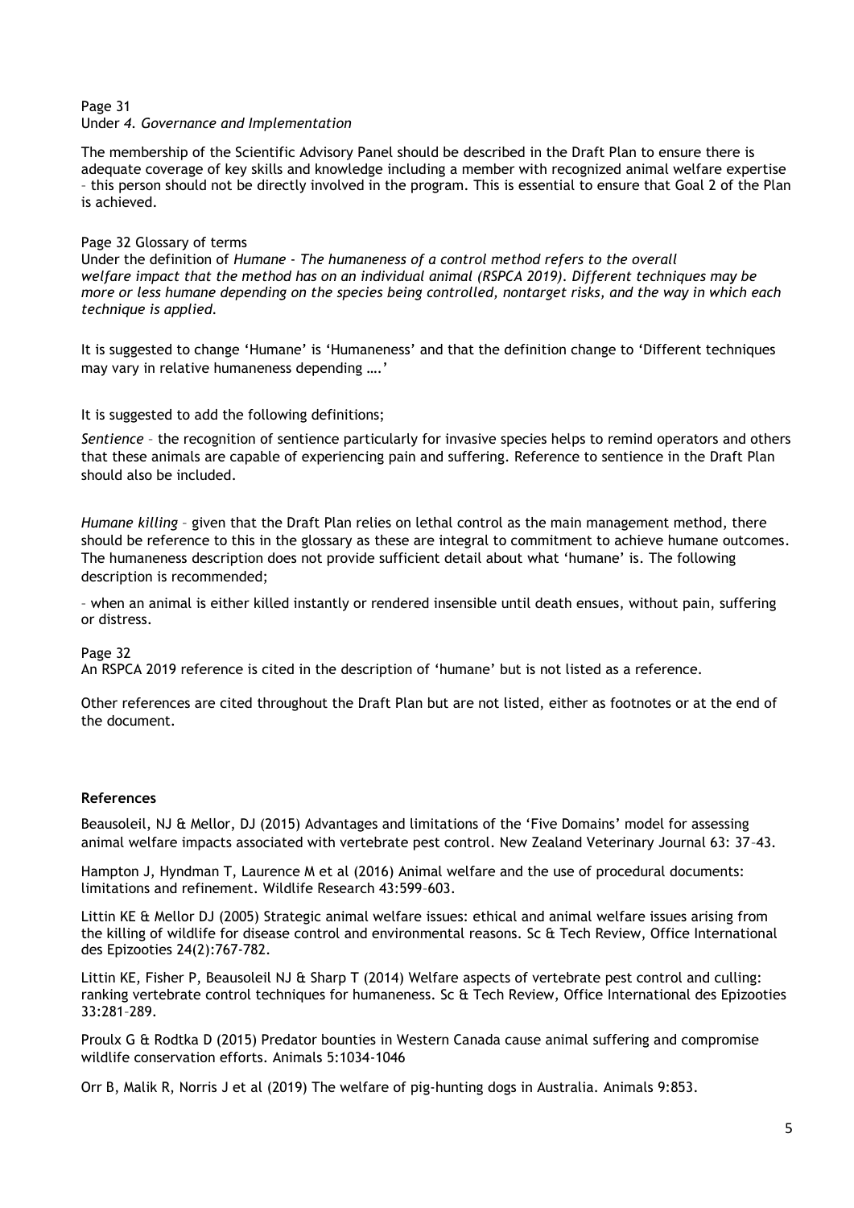Page 31
Under *4. Governance and Implementation*

The membership of the Scientific Advisory Panel should be described in the Draft Plan to ensure there is adequate coverage of key skills and knowledge including a member with recognized animal welfare expertise – this person should not be directly involved in the program. This is essential to ensure that Goal 2 of the Plan is achieved.

Page 32 Glossary of terms
Under the definition of *Humane - The humaneness of a control method refers to the overall welfare impact that the method has on an individual animal (RSPCA 2019). Different techniques may be more or less humane depending on the species being controlled, nontarget risks, and the way in which each technique is applied.*

It is suggested to change 'Humane' is 'Humaneness' and that the definition change to 'Different techniques may vary in relative humaneness depending ….'

It is suggested to add the following definitions;

*Sentience* – the recognition of sentience particularly for invasive species helps to remind operators and others that these animals are capable of experiencing pain and suffering. Reference to sentience in the Draft Plan should also be included.

*Humane killing* – given that the Draft Plan relies on lethal control as the main management method, there should be reference to this in the glossary as these are integral to commitment to achieve humane outcomes. The humaneness description does not provide sufficient detail about what 'humane' is. The following description is recommended;

– when an animal is either killed instantly or rendered insensible until death ensues, without pain, suffering or distress.

Page 32
An RSPCA 2019 reference is cited in the description of 'humane' but is not listed as a reference.

Other references are cited throughout the Draft Plan but are not listed, either as footnotes or at the end of the document.

**References**

Beausoleil, NJ & Mellor, DJ (2015) Advantages and limitations of the 'Five Domains' model for assessing animal welfare impacts associated with vertebrate pest control. New Zealand Veterinary Journal 63: 37–43.

Hampton J, Hyndman T, Laurence M et al (2016) Animal welfare and the use of procedural documents: limitations and refinement. Wildlife Research 43:599–603.

Littin KE & Mellor DJ (2005) Strategic animal welfare issues: ethical and animal welfare issues arising from the killing of wildlife for disease control and environmental reasons. Sc & Tech Review, Office International des Epizooties 24(2):767-782.

Littin KE, Fisher P, Beausoleil NJ & Sharp T (2014) Welfare aspects of vertebrate pest control and culling: ranking vertebrate control techniques for humaneness. Sc & Tech Review, Office International des Epizooties 33:281–289.

Proulx G & Rodtka D (2015) Predator bounties in Western Canada cause animal suffering and compromise wildlife conservation efforts. Animals 5:1034-1046

Orr B, Malik R, Norris J et al (2019) The welfare of pig-hunting dogs in Australia. Animals 9:853.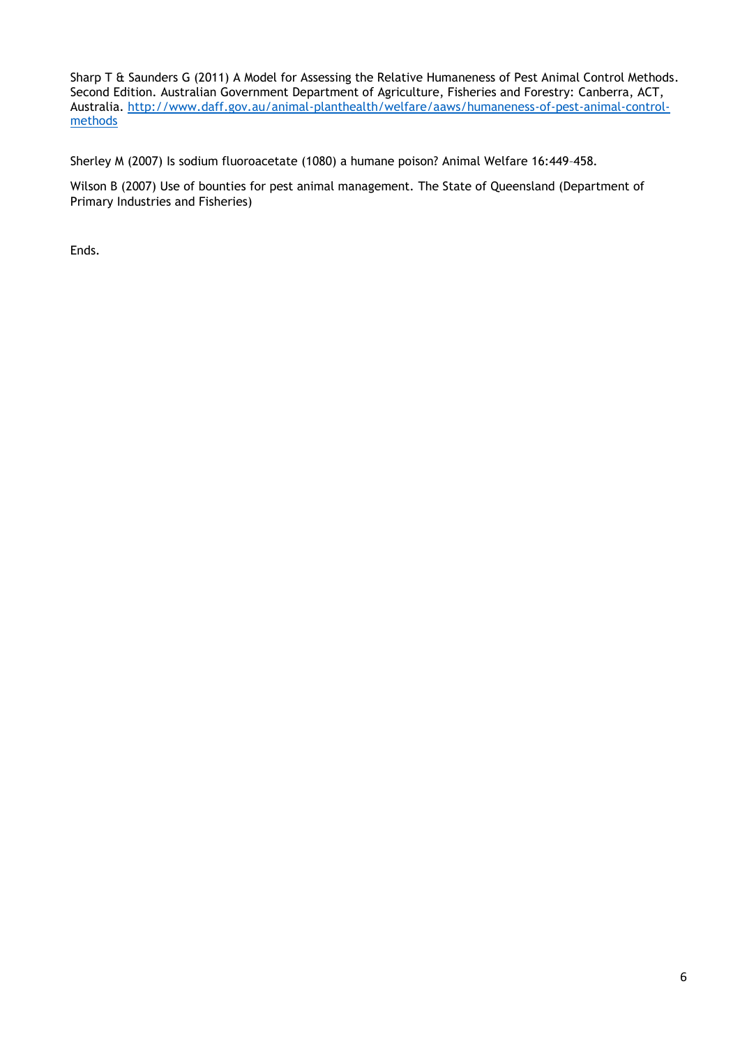Sharp T & Saunders G (2011) A Model for Assessing the Relative Humaneness of Pest Animal Control Methods. Second Edition. Australian Government Department of Agriculture, Fisheries and Forestry: Canberra, ACT, Australia. [http://www.daff.gov.au/animal-planthealth/welfare/aaws/humaneness-of-pest-animal-control-methods](http://www.daff.gov.au/animal-planthealth/welfare/aaws/humaneness-of-pest-animal-control-methods)

Sherley M (2007) Is sodium fluoroacetate (1080) a humane poison? Animal Welfare 16:449–458.

Wilson B (2007) Use of bounties for pest animal management. The State of Queensland (Department of Primary Industries and Fisheries)

Ends.